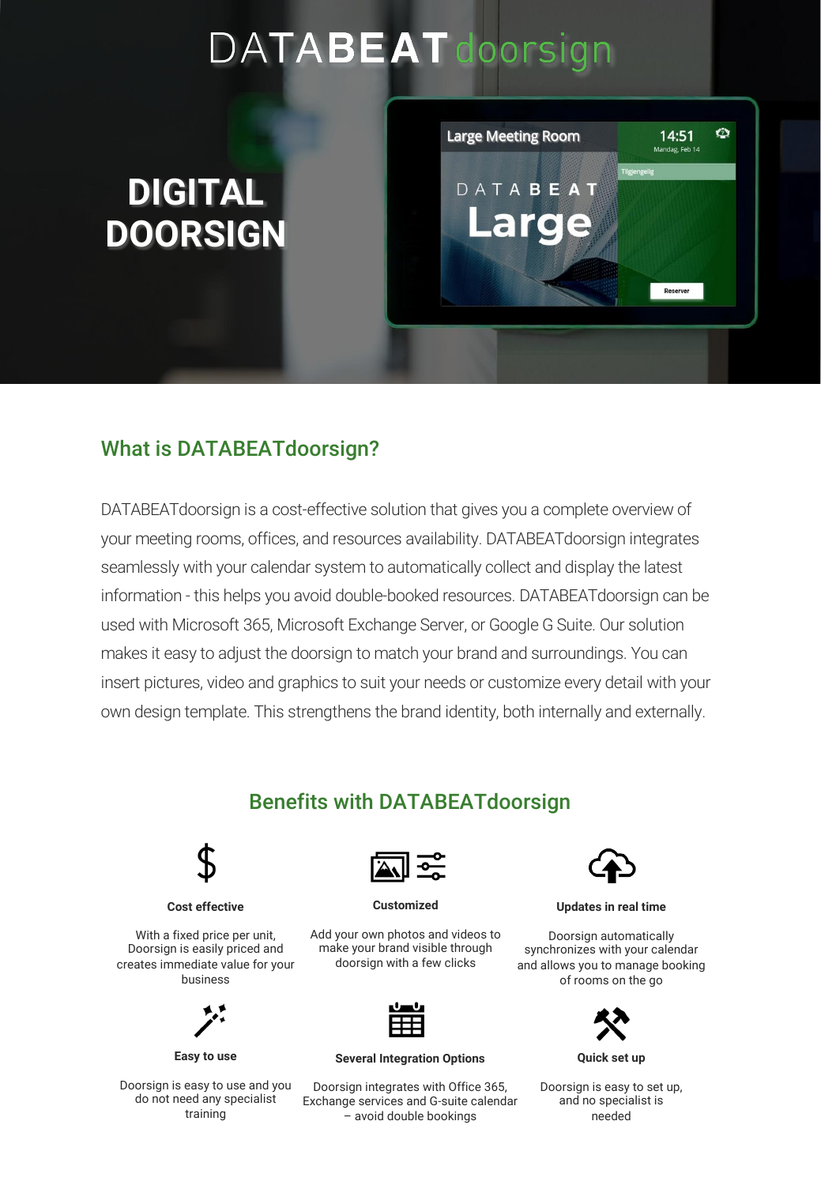# DATABEATdoorsign

## DIGITAL DOORSIGN

## What is DATABEATdoorsign?

DATABEATdoorsign is a cost-effective solution that gives you a complete overview of your meeting rooms, offices, and resources availability. DATABEATdoorsign integrates seamlessly with your calendar system to automatically collect and display the latest information - this helps you avoid double-booked resources. DATABEATdoorsign can be used with Microsoft 365, Microsoft Exchange Server, or Google G Suite. Our solution makes it easy to adjust the doorsign to match your brand and surroundings. You can insert pictures, video and graphics to suit your needs or customize every detail with your own design template. This strengthens the brand identity, both internally and externally.

## Benefits with DATABEATdoorsign

**Cost effective**

With a fixed price per unit, Doorsign is easily priced and creates immediate value for your business

**Customized**

Add your own photos and videos to make your brand visible through doorsign with a few clicks

**Updates in real time**

Doorsign automatically synchronizes with your calendar and allows you to manage booking of rooms on the go

**Easy to use**

Doorsign is easy to use and you do not need any specialist training

**Several Integration Options**

Doorsign integrates with Office 365, Exchange services and G-suite calendar – avoid double bookings

**Quick set up**

Doorsign is easy to set up, and no specialist is needed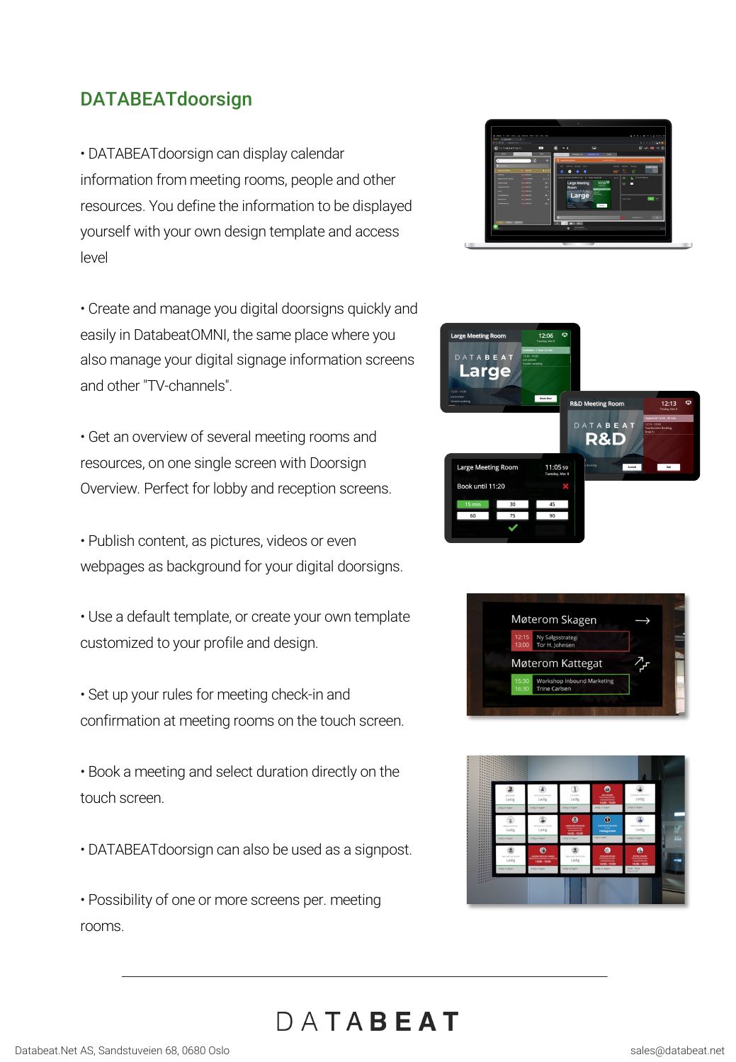## DATABEATdoorsign

- DATABEATdoorsign can display calendar information from meeting rooms, people and other resources. You define the information to be displayed yourself with your own design template and access level

- Create and manage you digital doorsigns quickly and easily in DatabeatOMNI, the same place where you also manage your digital signage information screens and other "TV-channels".

- Get an overview of several meeting rooms and resources, on one single screen with Doorsign Overview. Perfect for lobby and reception screens.

- Publish content, as pictures, videos or even webpages as background for your digital doorsigns.

- Use a default template, or create your own template customized to your profile and design.

- Set up your rules for meeting check-in and confirmation at meeting rooms on the touch screen.

- Book a meeting and select duration directly on the touch screen.

- DATABEATdoorsign can also be used as a signpost.

- Possibility of one or more screens per. meeting rooms.

---

DATABEAT

Databeat.Net AS, Sandstuveien 68, 0680 Oslo

sales@databeat.net